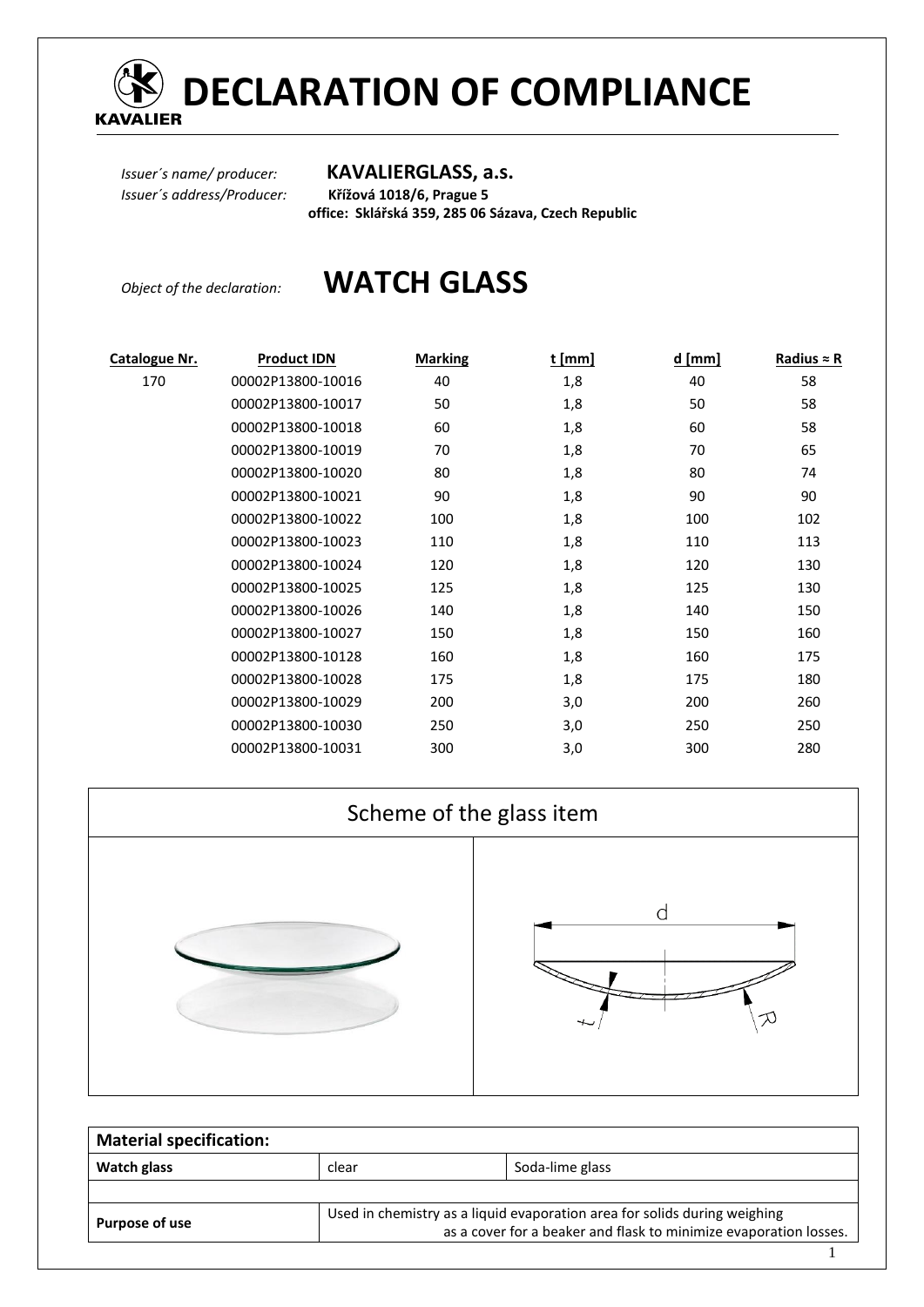# DECLARATION OF COMPLIANCE

KAVALIER

*Issuer´s name/ producer:* **KAVALIERGLASS, a.s.**
*Issuer´s address/Producer:* **Křížová 1018/6, Prague 5**
**office: Sklářská 359, 285 06 Sázava, Czech Republic**

*Object of the declaration:* **WATCH GLASS**

| Catalogue Nr. | Product IDN | Marking | t [mm] | d [mm] | Radius ≈ R |
|---|---|---|---|---|---|
| 170 | 00002P13800-10016 | 40 | 1,8 | 40 | 58 |
| | 00002P13800-10017 | 50 | 1,8 | 50 | 58 |
| | 00002P13800-10018 | 60 | 1,8 | 60 | 58 |
| | 00002P13800-10019 | 70 | 1,8 | 70 | 65 |
| | 00002P13800-10020 | 80 | 1,8 | 80 | 74 |
| | 00002P13800-10021 | 90 | 1,8 | 90 | 90 |
| | 00002P13800-10022 | 100 | 1,8 | 100 | 102 |
| | 00002P13800-10023 | 110 | 1,8 | 110 | 113 |
| | 00002P13800-10024 | 120 | 1,8 | 120 | 130 |
| | 00002P13800-10025 | 125 | 1,8 | 125 | 130 |
| | 00002P13800-10026 | 140 | 1,8 | 140 | 150 |
| | 00002P13800-10027 | 150 | 1,8 | 150 | 160 |
| | 00002P13800-10128 | 160 | 1,8 | 160 | 175 |
| | 00002P13800-10028 | 175 | 1,8 | 175 | 180 |
| | 00002P13800-10029 | 200 | 3,0 | 200 | 260 |
| | 00002P13800-10030 | 250 | 3,0 | 250 | 250 |
| | 00002P13800-10031 | 300 | 3,0 | 300 | 280 |

## Scheme of the glass item

d

t

R

| Material specification: | | |
|---|---|---|
| **Watch glass** | clear | Soda-lime glass |
| | | |
| **Purpose of use** | Used in chemistry as a liquid evaporation area for solids during weighing as a cover for a beaker and flask to minimize evaporation losses. | |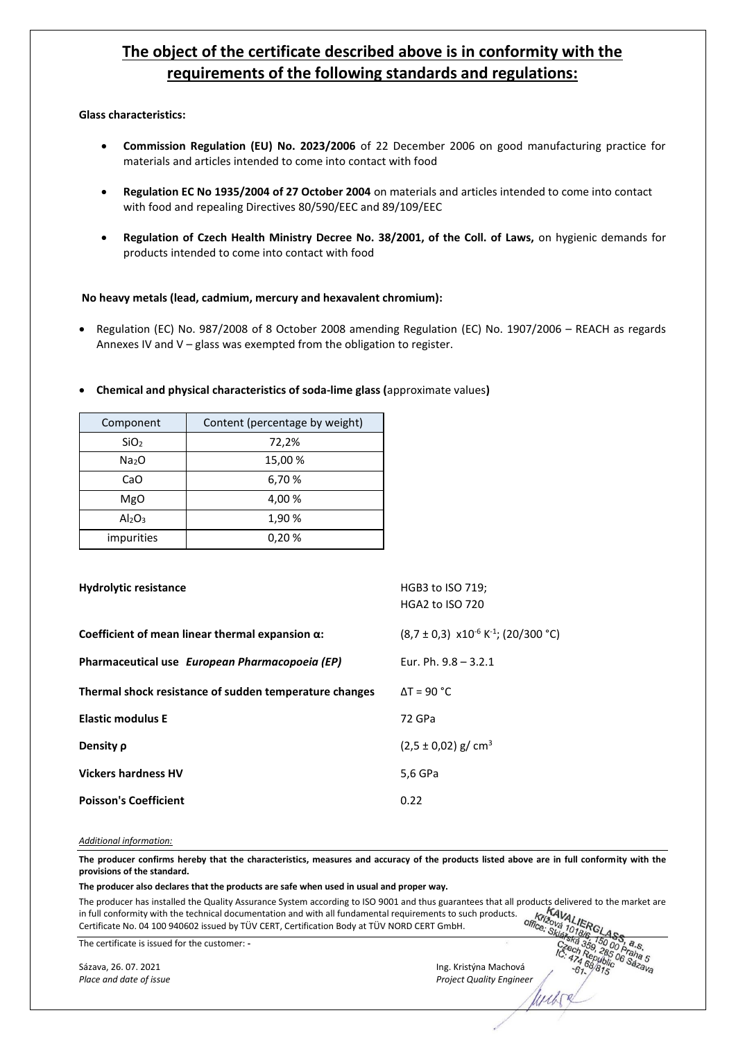# The object of the certificate described above is in conformity with the requirements of the following standards and regulations:

**Glass characteristics:**

- **Commission Regulation (EU) No. 2023/2006** of 22 December 2006 on good manufacturing practice for materials and articles intended to come into contact with food
- **Regulation EC No 1935/2004 of 27 October 2004** on materials and articles intended to come into contact with food and repealing Directives 80/590/EEC and 89/109/EEC
- **Regulation of Czech Health Ministry Decree No. 38/2001, of the Coll. of Laws,** on hygienic demands for products intended to come into contact with food

**No heavy metals (lead, cadmium, mercury and hexavalent chromium):**

- Regulation (EC) No. 987/2008 of 8 October 2008 amending Regulation (EC) No. 1907/2006 – REACH as regards Annexes IV and V – glass was exempted from the obligation to register.

- **Chemical and physical characteristics of soda-lime glass (**approximate values**)**

| Component | Content (percentage by weight) |
|---|---|
| $SiO_2$ | 72,2% |
| $Na_2O$ | 15,00 % |
| CaO | 6,70 % |
| MgO | 4,00 % |
| $Al_2O_3$ | 1,90 % |
| impurities | 0,20 % |

| | |
|---|---|
| **Hydrolytic resistance** | HGB3 to ISO 719; HGA2 to ISO 720 |
| **Coefficient of mean linear thermal expansion α:** | $(8,7 \pm 0,3)$ $x10^{-6}$ $K^{-1}$; (20/300 °C) |
| **Pharmaceutical use** ***European Pharmacopoeia (EP)*** | Eur. Ph. 9.8 – 3.2.1 |
| **Thermal shock resistance of sudden temperature changes** | ΔT = 90 °C |
| **Elastic modulus E** | 72 GPa |
| **Density ρ** | $(2,5 \pm 0,02)$ g/ $cm^3$ |
| **Vickers hardness HV** | 5,6 GPa |
| **Poisson's Coefficient** | 0.22 |

*Additional information:*

**The producer confirms hereby that the characteristics, measures and accuracy of the products listed above are in full conformity with the provisions of the standard.**

**The producer also declares that the products are safe when used in usual and proper way.**

The producer has installed the Quality Assurance System according to ISO 9001 and thus guarantees that all products delivered to the market are in full conformity with the technical documentation and with all fundamental requirements to such products. Certificate No. 04 100 940602 issued by TÜV CERT, Certification Body at TÜV NORD CERT GmbH.

The certificate is issued for the customer: -

KAVALIERGLASS, a.s.
Křížová 1018/6, 150 00 Praha 5
office: Sklářská 359, 285 06 Sázava
Czech Republic
IČ: 474 68 815
-61-

Sázava, 26. 07. 2021
*Place and date of issue*

Ing. Kristýna Machová
*Project Quality Engineer*